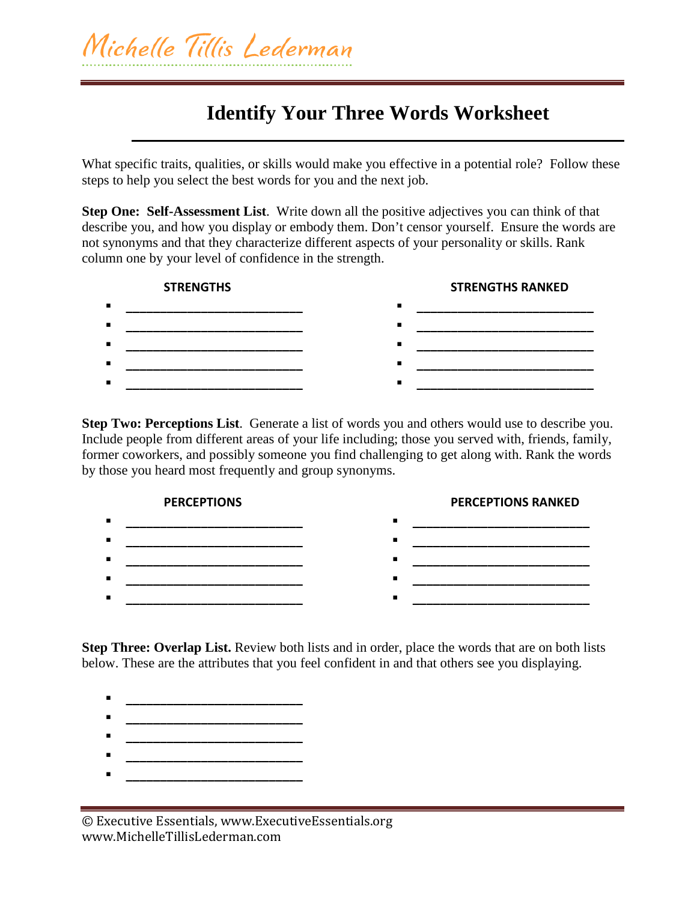Michelle Tillis Lederman

# Identify Your Three Words Worksheet

What specific traits, qualities, or skills would make you effective in a potential role? Follow these steps to help you select the best words for you and the next job.

**Step One: Self-Assessment List**. Write down all the positive adjectives you can think of that describe you, and how you display or embody them. Don't censor yourself. Ensure the words are not synonyms and that they characterize different aspects of your personality or skills. Rank column one by your level of confidence in the strength.

| STRENGTHS | STRENGTHS RANKED |
|---|---|
| ▪ ______________________ | ▪ ______________________ |
| ▪ ______________________ | ▪ ______________________ |
| ▪ ______________________ | ▪ ______________________ |
| ▪ ______________________ | ▪ ______________________ |
| ▪ ______________________ | ▪ ______________________ |

**Step Two: Perceptions List**. Generate a list of words you and others would use to describe you. Include people from different areas of your life including; those you served with, friends, family, former coworkers, and possibly someone you find challenging to get along with. Rank the words by those you heard most frequently and group synonyms.

| PERCEPTIONS | PERCEPTIONS RANKED |
|---|---|
| ▪ ______________________ | ▪ ______________________ |
| ▪ ______________________ | ▪ ______________________ |
| ▪ ______________________ | ▪ ______________________ |
| ▪ ______________________ | ▪ ______________________ |
| ▪ ______________________ | ▪ ______________________ |

**Step Three: Overlap List.** Review both lists and in order, place the words that are on both lists below. These are the attributes that you feel confident in and that others see you displaying.

- ______________________
- ______________________
- ______________________
- ______________________
- ______________________

© Executive Essentials, www.ExecutiveEssentials.org
www.MichelleTillisLederman.com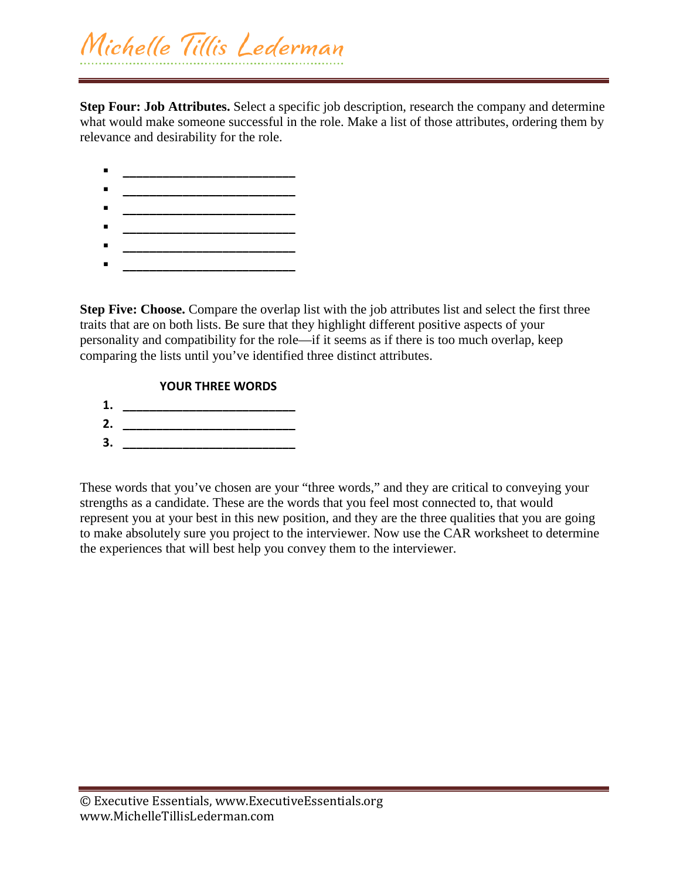**Step Four: Job Attributes.** Select a specific job description, research the company and determine what would make someone successful in the role. Make a list of those attributes, ordering them by relevance and desirability for the role.

- ___________________________
- ___________________________
- ___________________________
- ___________________________
- ___________________________
- ___________________________

**Step Five: Choose.** Compare the overlap list with the job attributes list and select the first three traits that are on both lists. Be sure that they highlight different positive aspects of your personality and compatibility for the role—if it seems as if there is too much overlap, keep comparing the lists until you've identified three distinct attributes.

**YOUR THREE WORDS**

1. ___________________________
2. ___________________________
3. ___________________________

These words that you've chosen are your "three words," and they are critical to conveying your strengths as a candidate. These are the words that you feel most connected to, that would represent you at your best in this new position, and they are the three qualities that you are going to make absolutely sure you project to the interviewer. Now use the CAR worksheet to determine the experiences that will best help you convey them to the interviewer.